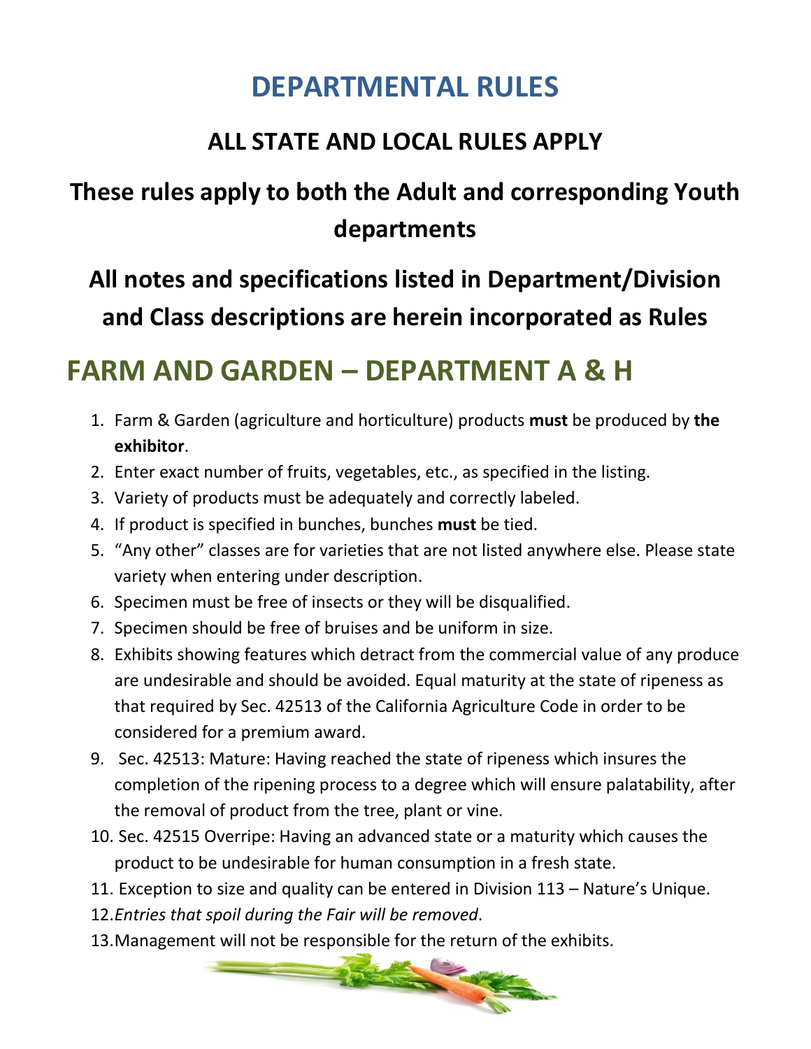# DEPARTMENTAL RULES

## ALL STATE AND LOCAL RULES APPLY

## These rules apply to both the Adult and corresponding Youth departments

## All notes and specifications listed in Department/Division and Class descriptions are herein incorporated as Rules

# FARM AND GARDEN – DEPARTMENT A & H

1. Farm & Garden (agriculture and horticulture) products **must** be produced by **the exhibitor**.
2. Enter exact number of fruits, vegetables, etc., as specified in the listing.
3. Variety of products must be adequately and correctly labeled.
4. If product is specified in bunches, bunches **must** be tied.
5. "Any other" classes are for varieties that are not listed anywhere else. Please state variety when entering under description.
6. Specimen must be free of insects or they will be disqualified.
7. Specimen should be free of bruises and be uniform in size.
8. Exhibits showing features which detract from the commercial value of any produce are undesirable and should be avoided. Equal maturity at the state of ripeness as that required by Sec. 42513 of the California Agriculture Code in order to be considered for a premium award.
9. Sec. 42513: Mature: Having reached the state of ripeness which insures the completion of the ripening process to a degree which will ensure palatability, after the removal of product from the tree, plant or vine.
10. Sec. 42515 Overripe: Having an advanced state or a maturity which causes the product to be undesirable for human consumption in a fresh state.
11. Exception to size and quality can be entered in Division 113 – Nature's Unique.
12. *Entries that spoil during the Fair will be removed*.
13. Management will not be responsible for the return of the exhibits.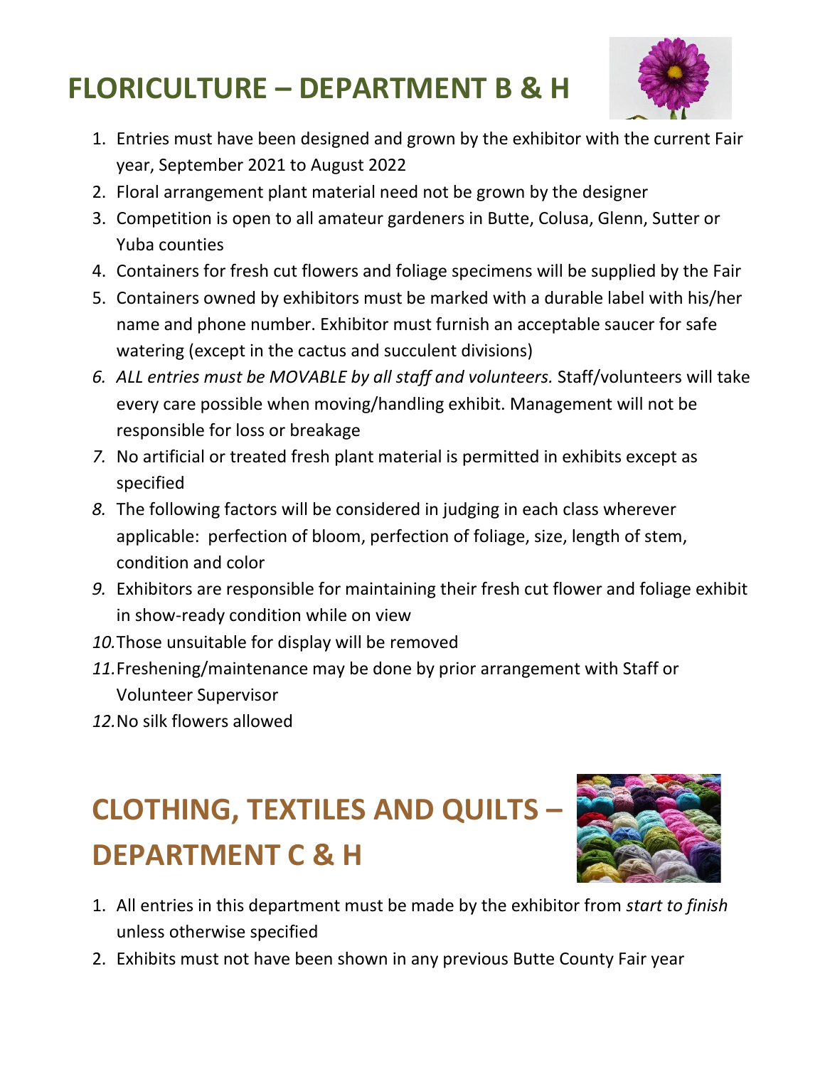# FLORICULTURE – DEPARTMENT B & H

1. Entries must have been designed and grown by the exhibitor with the current Fair year, September 2021 to August 2022
2. Floral arrangement plant material need not be grown by the designer
3. Competition is open to all amateur gardeners in Butte, Colusa, Glenn, Sutter or Yuba counties
4. Containers for fresh cut flowers and foliage specimens will be supplied by the Fair
5. Containers owned by exhibitors must be marked with a durable label with his/her name and phone number. Exhibitor must furnish an acceptable saucer for safe watering (except in the cactus and succulent divisions)
6. *ALL entries must be MOVABLE by all staff and volunteers.* Staff/volunteers will take every care possible when moving/handling exhibit. Management will not be responsible for loss or breakage
7. No artificial or treated fresh plant material is permitted in exhibits except as specified
8. The following factors will be considered in judging in each class wherever applicable: perfection of bloom, perfection of foliage, size, length of stem, condition and color
9. Exhibitors are responsible for maintaining their fresh cut flower and foliage exhibit in show-ready condition while on view
10. Those unsuitable for display will be removed
11. Freshening/maintenance may be done by prior arrangement with Staff or Volunteer Supervisor
12. No silk flowers allowed

# CLOTHING, TEXTILES AND QUILTS – DEPARTMENT C & H

1. All entries in this department must be made by the exhibitor from *start to finish* unless otherwise specified
2. Exhibits must not have been shown in any previous Butte County Fair year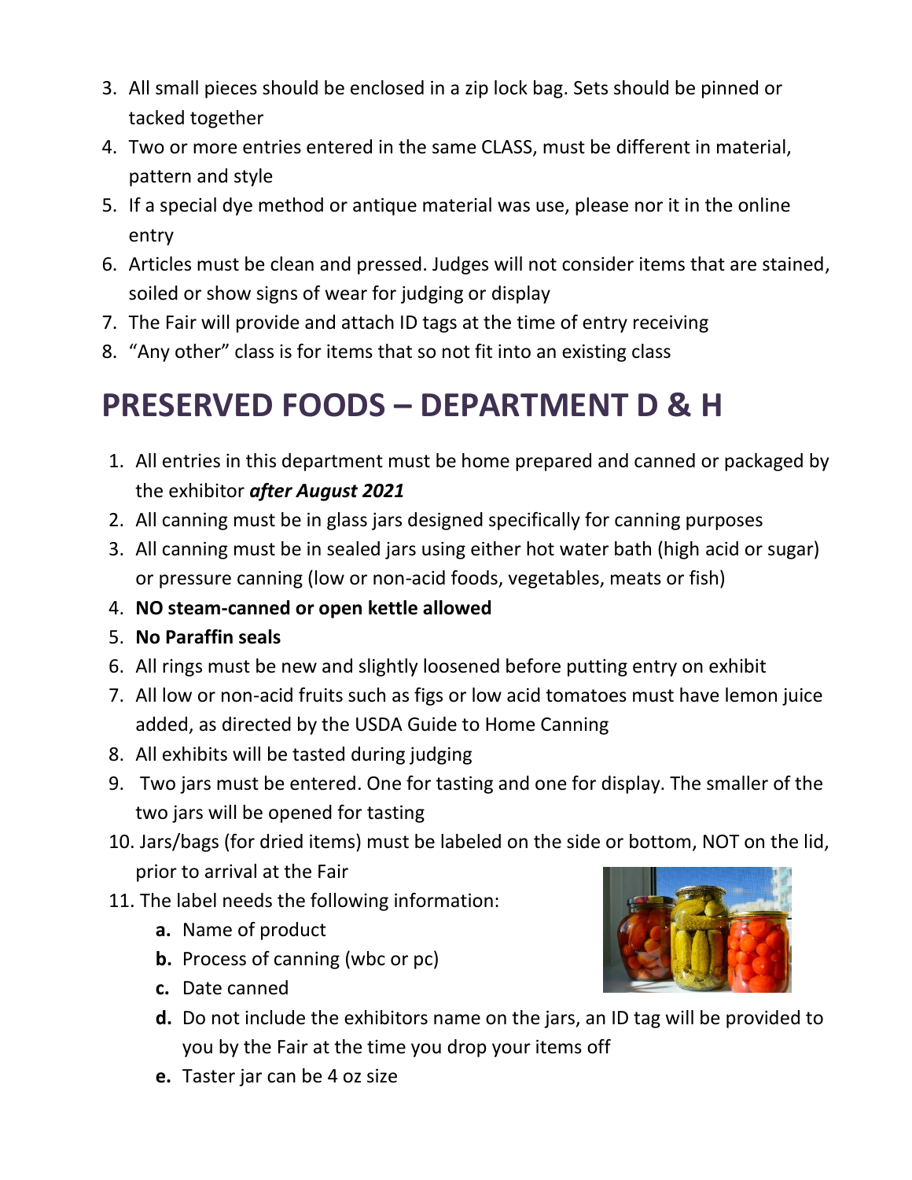3. All small pieces should be enclosed in a zip lock bag. Sets should be pinned or tacked together
4. Two or more entries entered in the same CLASS, must be different in material, pattern and style
5. If a special dye method or antique material was use, please nor it in the online entry
6. Articles must be clean and pressed. Judges will not consider items that are stained, soiled or show signs of wear for judging or display
7. The Fair will provide and attach ID tags at the time of entry receiving
8. "Any other" class is for items that so not fit into an existing class

# PRESERVED FOODS – DEPARTMENT D & H

1. All entries in this department must be home prepared and canned or packaged by the exhibitor ***after August 2021***
2. All canning must be in glass jars designed specifically for canning purposes
3. All canning must be in sealed jars using either hot water bath (high acid or sugar) or pressure canning (low or non-acid foods, vegetables, meats or fish)
4. **NO steam-canned or open kettle allowed**
5. **No Paraffin seals**
6. All rings must be new and slightly loosened before putting entry on exhibit
7. All low or non-acid fruits such as figs or low acid tomatoes must have lemon juice added, as directed by the USDA Guide to Home Canning
8. All exhibits will be tasted during judging
9. Two jars must be entered. One for tasting and one for display. The smaller of the two jars will be opened for tasting
10. Jars/bags (for dried items) must be labeled on the side or bottom, NOT on the lid, prior to arrival at the Fair
11. The label needs the following information:
    - **a.** Name of product
    - **b.** Process of canning (wbc or pc)
    - **c.** Date canned
    - **d.** Do not include the exhibitors name on the jars, an ID tag will be provided to you by the Fair at the time you drop your items off
    - **e.** Taster jar can be 4 oz size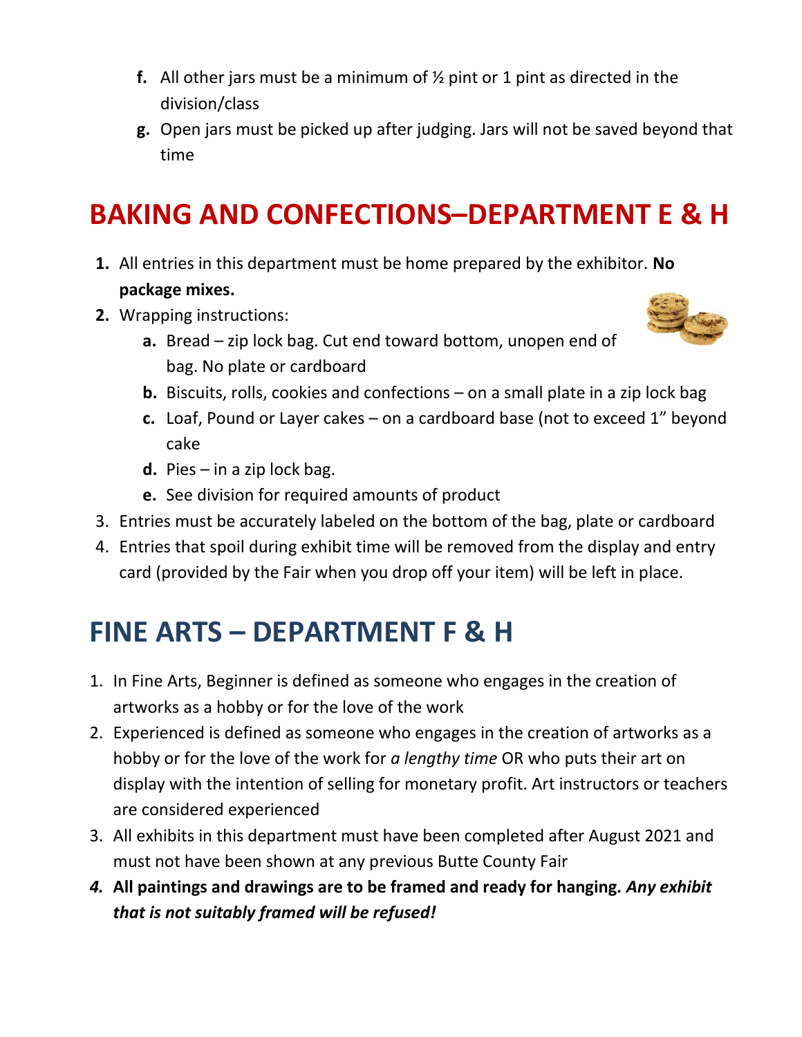f. All other jars must be a minimum of ½ pint or 1 pint as directed in the division/class
g. Open jars must be picked up after judging. Jars will not be saved beyond that time

# BAKING AND CONFECTIONS–DEPARTMENT E & H

1. All entries in this department must be home prepared by the exhibitor. **No package mixes.**
2. Wrapping instructions:
   a. Bread – zip lock bag. Cut end toward bottom, unopen end of bag. No plate or cardboard
   b. Biscuits, rolls, cookies and confections – on a small plate in a zip lock bag
   c. Loaf, Pound or Layer cakes – on a cardboard base (not to exceed 1" beyond cake
   d. Pies – in a zip lock bag.
   e. See division for required amounts of product
3. Entries must be accurately labeled on the bottom of the bag, plate or cardboard
4. Entries that spoil during exhibit time will be removed from the display and entry card (provided by the Fair when you drop off your item) will be left in place.

# FINE ARTS – DEPARTMENT F & H

1. In Fine Arts, Beginner is defined as someone who engages in the creation of artworks as a hobby or for the love of the work
2. Experienced is defined as someone who engages in the creation of artworks as a hobby or for the love of the work for *a lengthy time* OR who puts their art on display with the intention of selling for monetary profit. Art instructors or teachers are considered experienced
3. All exhibits in this department must have been completed after August 2021 and must not have been shown at any previous Butte County Fair
4. **All paintings and drawings are to be framed and ready for hanging.** ***Any exhibit that is not suitably framed will be refused!***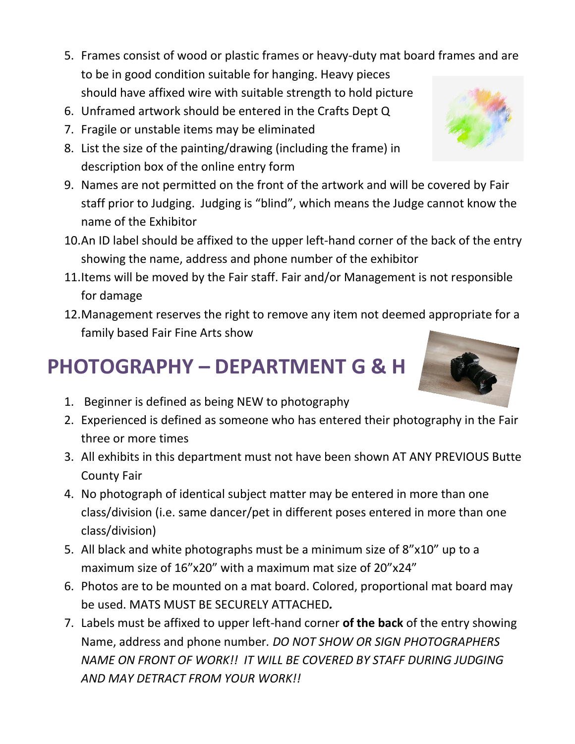5. Frames consist of wood or plastic frames or heavy-duty mat board frames and are to be in good condition suitable for hanging. Heavy pieces should have affixed wire with suitable strength to hold picture
6. Unframed artwork should be entered in the Crafts Dept Q
7. Fragile or unstable items may be eliminated
8. List the size of the painting/drawing (including the frame) in description box of the online entry form
9. Names are not permitted on the front of the artwork and will be covered by Fair staff prior to Judging. Judging is "blind", which means the Judge cannot know the name of the Exhibitor
10. An ID label should be affixed to the upper left-hand corner of the back of the entry showing the name, address and phone number of the exhibitor
11. Items will be moved by the Fair staff. Fair and/or Management is not responsible for damage
12. Management reserves the right to remove any item not deemed appropriate for a family based Fair Fine Arts show

# PHOTOGRAPHY – DEPARTMENT G & H

1. Beginner is defined as being NEW to photography
2. Experienced is defined as someone who has entered their photography in the Fair three or more times
3. All exhibits in this department must not have been shown AT ANY PREVIOUS Butte County Fair
4. No photograph of identical subject matter may be entered in more than one class/division (i.e. same dancer/pet in different poses entered in more than one class/division)
5. All black and white photographs must be a minimum size of 8"x10" up to a maximum size of 16"x20" with a maximum mat size of 20"x24"
6. Photos are to be mounted on a mat board. Colored, proportional mat board may be used. MATS MUST BE SECURELY ATTACHED*.*
7. Labels must be affixed to upper left-hand corner **of the back** of the entry showing Name, address and phone number*. DO NOT SHOW OR SIGN PHOTOGRAPHERS NAME ON FRONT OF WORK!! IT WILL BE COVERED BY STAFF DURING JUDGING AND MAY DETRACT FROM YOUR WORK!!*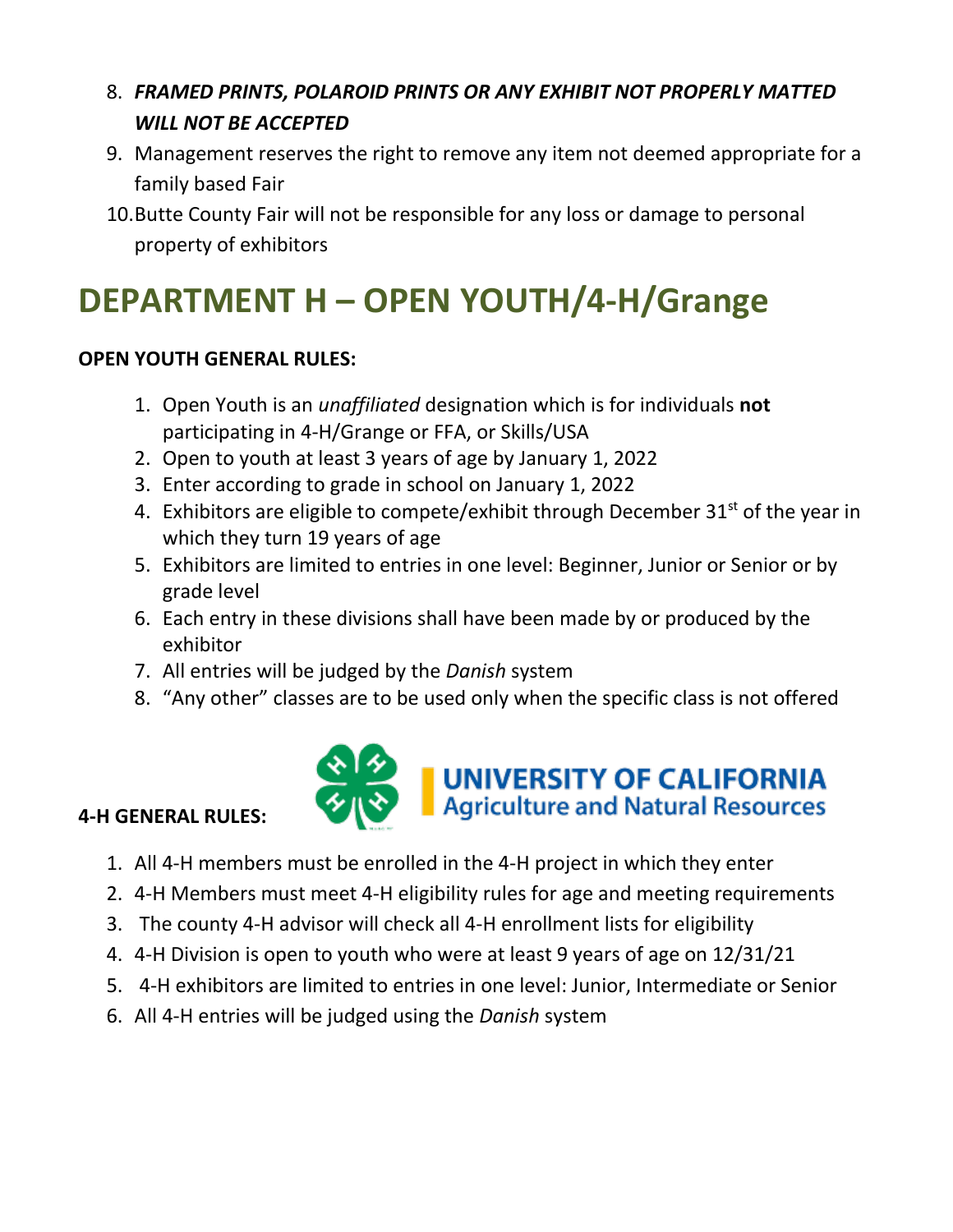8. ***FRAMED PRINTS, POLAROID PRINTS OR ANY EXHIBIT NOT PROPERLY MATTED WILL NOT BE ACCEPTED***
9. Management reserves the right to remove any item not deemed appropriate for a family based Fair
10. Butte County Fair will not be responsible for any loss or damage to personal property of exhibitors

# DEPARTMENT H – OPEN YOUTH/4-H/Grange

**OPEN YOUTH GENERAL RULES:**

1. Open Youth is an *unaffiliated* designation which is for individuals **not** participating in 4-H/Grange or FFA, or Skills/USA
2. Open to youth at least 3 years of age by January 1, 2022
3. Enter according to grade in school on January 1, 2022
4. Exhibitors are eligible to compete/exhibit through December 31st of the year in which they turn 19 years of age
5. Exhibitors are limited to entries in one level: Beginner, Junior or Senior or by grade level
6. Each entry in these divisions shall have been made by or produced by the exhibitor
7. All entries will be judged by the *Danish* system
8. "Any other" classes are to be used only when the specific class is not offered

**4-H GENERAL RULES:**

UNIVERSITY OF CALIFORNIA
Agriculture and Natural Resources

1. All 4-H members must be enrolled in the 4-H project in which they enter
2. 4-H Members must meet 4-H eligibility rules for age and meeting requirements
3. The county 4-H advisor will check all 4-H enrollment lists for eligibility
4. 4-H Division is open to youth who were at least 9 years of age on 12/31/21
5. 4-H exhibitors are limited to entries in one level: Junior, Intermediate or Senior
6. All 4-H entries will be judged using the *Danish* system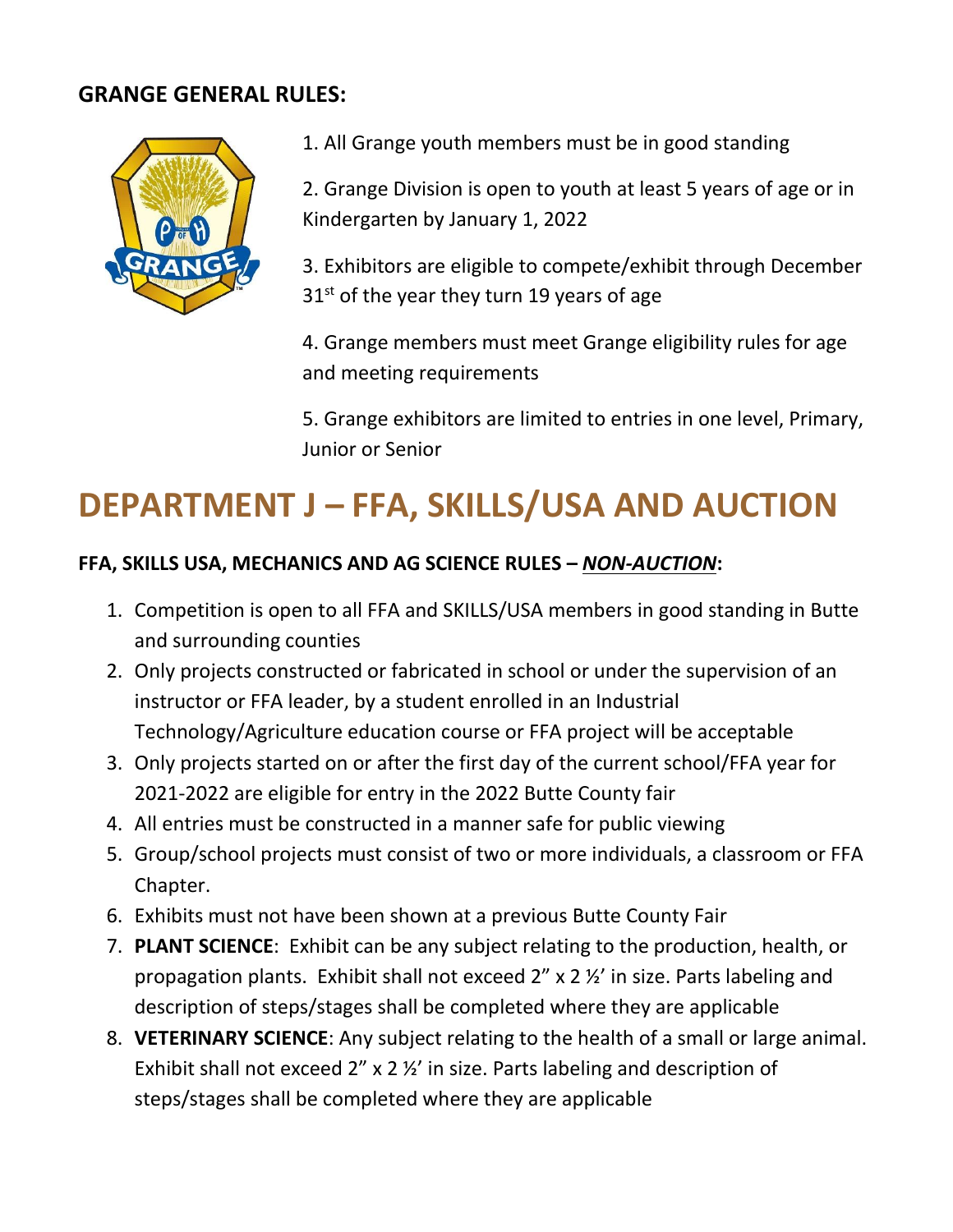**GRANGE GENERAL RULES:**

1. All Grange youth members must be in good standing

2. Grange Division is open to youth at least 5 years of age or in Kindergarten by January 1, 2022

3. Exhibitors are eligible to compete/exhibit through December 31st of the year they turn 19 years of age

4. Grange members must meet Grange eligibility rules for age and meeting requirements

5. Grange exhibitors are limited to entries in one level, Primary, Junior or Senior

# DEPARTMENT J – FFA, SKILLS/USA AND AUCTION

**FFA, SKILLS USA, MECHANICS AND AG SCIENCE RULES – *NON-AUCTION*:**

1. Competition is open to all FFA and SKILLS/USA members in good standing in Butte and surrounding counties
2. Only projects constructed or fabricated in school or under the supervision of an instructor or FFA leader, by a student enrolled in an Industrial Technology/Agriculture education course or FFA project will be acceptable
3. Only projects started on or after the first day of the current school/FFA year for 2021-2022 are eligible for entry in the 2022 Butte County fair
4. All entries must be constructed in a manner safe for public viewing
5. Group/school projects must consist of two or more individuals, a classroom or FFA Chapter.
6. Exhibits must not have been shown at a previous Butte County Fair
7. **PLANT SCIENCE**: Exhibit can be any subject relating to the production, health, or propagation plants. Exhibit shall not exceed 2" x 2 ½' in size. Parts labeling and description of steps/stages shall be completed where they are applicable
8. **VETERINARY SCIENCE**: Any subject relating to the health of a small or large animal. Exhibit shall not exceed 2" x 2 ½' in size. Parts labeling and description of steps/stages shall be completed where they are applicable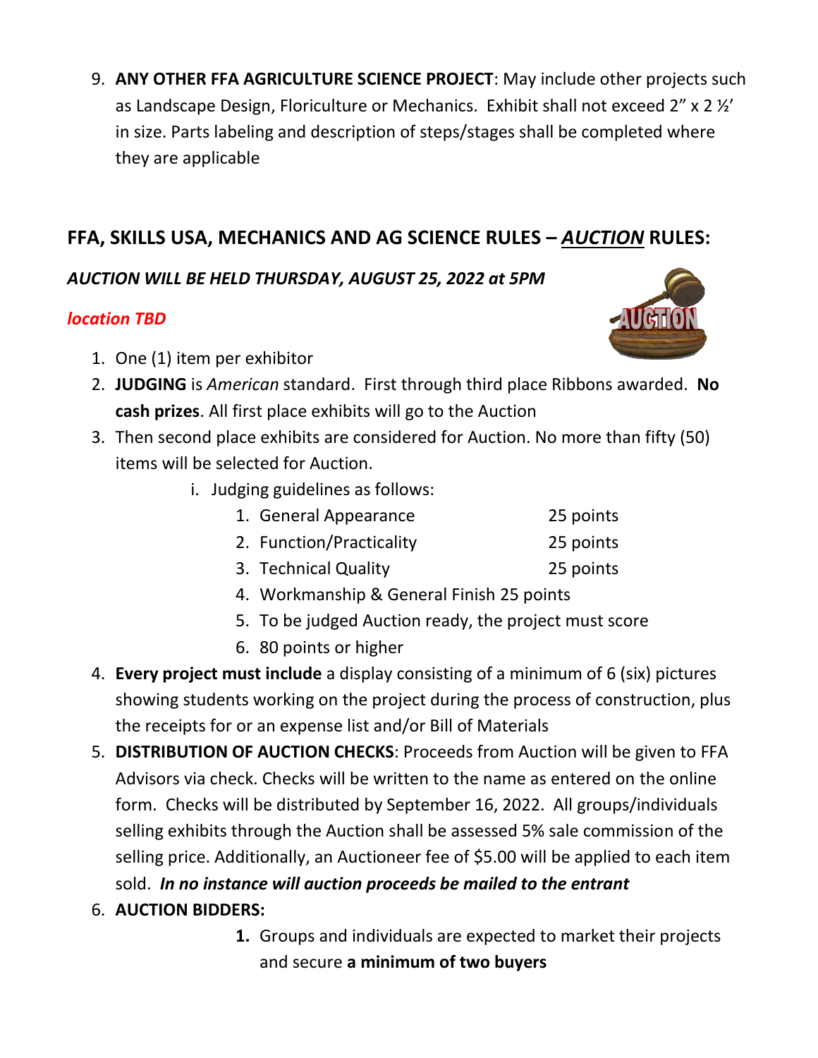9. **ANY OTHER FFA AGRICULTURE SCIENCE PROJECT**: May include other projects such as Landscape Design, Floriculture or Mechanics. Exhibit shall not exceed 2" x 2 ½' in size. Parts labeling and description of steps/stages shall be completed where they are applicable

## FFA, SKILLS USA, MECHANICS AND AG SCIENCE RULES – ***AUCTION*** RULES:

***AUCTION WILL BE HELD THURSDAY, AUGUST 25, 2022 at 5PM***

***location TBD***

1. One (1) item per exhibitor
2. **JUDGING** is *American* standard. First through third place Ribbons awarded. **No cash prizes**. All first place exhibits will go to the Auction
3. Then second place exhibits are considered for Auction. No more than fifty (50) items will be selected for Auction.
   i. Judging guidelines as follows:
      1. General Appearance 25 points
      2. Function/Practicality 25 points
      3. Technical Quality 25 points
      4. Workmanship & General Finish 25 points
      5. To be judged Auction ready, the project must score
      6. 80 points or higher
4. **Every project must include** a display consisting of a minimum of 6 (six) pictures showing students working on the project during the process of construction, plus the receipts for or an expense list and/or Bill of Materials
5. **DISTRIBUTION OF AUCTION CHECKS**: Proceeds from Auction will be given to FFA Advisors via check. Checks will be written to the name as entered on the online form. Checks will be distributed by September 16, 2022. All groups/individuals selling exhibits through the Auction shall be assessed 5% sale commission of the selling price. Additionally, an Auctioneer fee of $5.00 will be applied to each item sold. ***In no instance will auction proceeds be mailed to the entrant***
6. **AUCTION BIDDERS:**
   1. Groups and individuals are expected to market their projects and secure **a minimum of two buyers**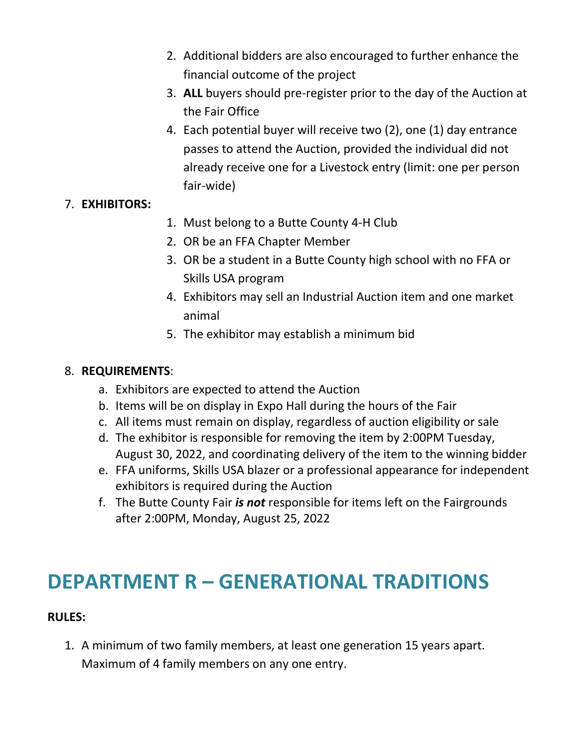2. Additional bidders are also encouraged to further enhance the financial outcome of the project
   3. **ALL** buyers should pre-register prior to the day of the Auction at the Fair Office
   4. Each potential buyer will receive two (2), one (1) day entrance passes to attend the Auction, provided the individual did not already receive one for a Livestock entry (limit: one per person fair-wide)

7. **EXHIBITORS:**
   1. Must belong to a Butte County 4-H Club
   2. OR be an FFA Chapter Member
   3. OR be a student in a Butte County high school with no FFA or Skills USA program
   4. Exhibitors may sell an Industrial Auction item and one market animal
   5. The exhibitor may establish a minimum bid

8. **REQUIREMENTS**:
   a. Exhibitors are expected to attend the Auction
   b. Items will be on display in Expo Hall during the hours of the Fair
   c. All items must remain on display, regardless of auction eligibility or sale
   d. The exhibitor is responsible for removing the item by 2:00PM Tuesday, August 30, 2022, and coordinating delivery of the item to the winning bidder
   e. FFA uniforms, Skills USA blazer or a professional appearance for independent exhibitors is required during the Auction
   f. The Butte County Fair ***is not*** responsible for items left on the Fairgrounds after 2:00PM, Monday, August 25, 2022

# DEPARTMENT R – GENERATIONAL TRADITIONS

**RULES:**

1. A minimum of two family members, at least one generation 15 years apart. Maximum of 4 family members on any one entry.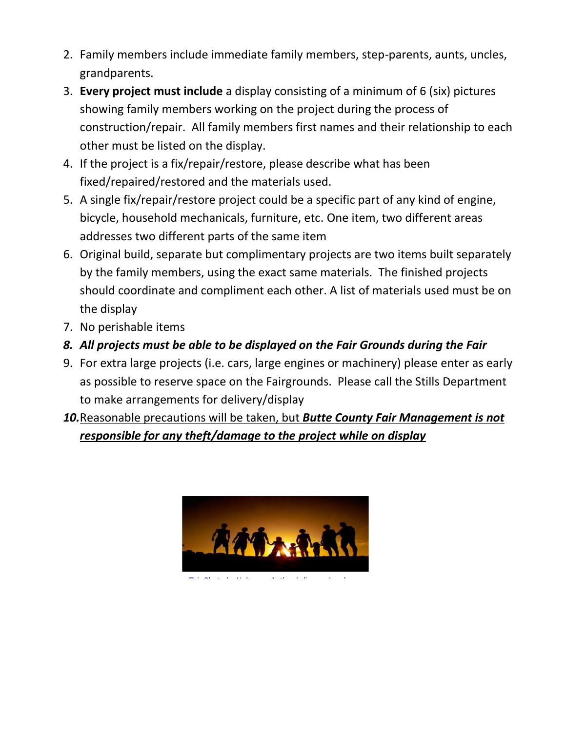2. Family members include immediate family members, step-parents, aunts, uncles, grandparents.
3. **Every project must include** a display consisting of a minimum of 6 (six) pictures showing family members working on the project during the process of construction/repair. All family members first names and their relationship to each other must be listed on the display.
4. If the project is a fix/repair/restore, please describe what has been fixed/repaired/restored and the materials used.
5. A single fix/repair/restore project could be a specific part of any kind of engine, bicycle, household mechanicals, furniture, etc. One item, two different areas addresses two different parts of the same item
6. Original build, separate but complimentary projects are two items built separately by the family members, using the exact same materials. The finished projects should coordinate and compliment each other. A list of materials used must be on the display
7. No perishable items
8. ***All projects must be able to be displayed on the Fair Grounds during the Fair***
9. For extra large projects (i.e. cars, large engines or machinery) please enter as early as possible to reserve space on the Fairgrounds. Please call the Stills Department to make arrangements for delivery/display
10. <u>Reasonable precautions will be taken, but ***Butte County Fair Management is not responsible for any theft/damage to the project while on display***</u>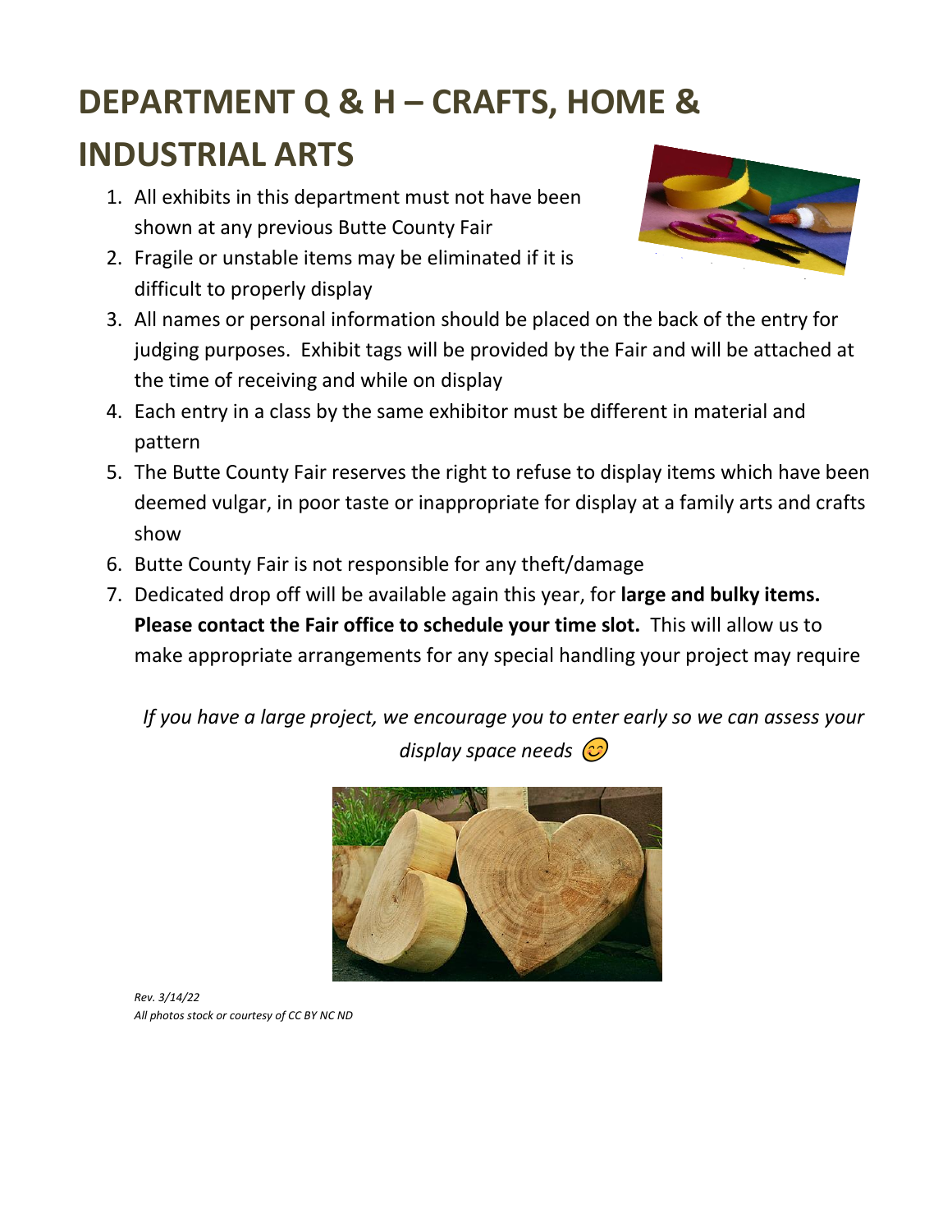# DEPARTMENT Q & H – CRAFTS, HOME & INDUSTRIAL ARTS

1. All exhibits in this department must not have been shown at any previous Butte County Fair
2. Fragile or unstable items may be eliminated if it is difficult to properly display
3. All names or personal information should be placed on the back of the entry for judging purposes. Exhibit tags will be provided by the Fair and will be attached at the time of receiving and while on display
4. Each entry in a class by the same exhibitor must be different in material and pattern
5. The Butte County Fair reserves the right to refuse to display items which have been deemed vulgar, in poor taste or inappropriate for display at a family arts and crafts show
6. Butte County Fair is not responsible for any theft/damage
7. Dedicated drop off will be available again this year, for **large and bulky items. Please contact the Fair office to schedule your time slot.** This will allow us to make appropriate arrangements for any special handling your project may require

*If you have a large project, we encourage you to enter early so we can assess your display space needs* 😊

*Rev. 3/14/22*
*All photos stock or courtesy of CC BY NC ND*